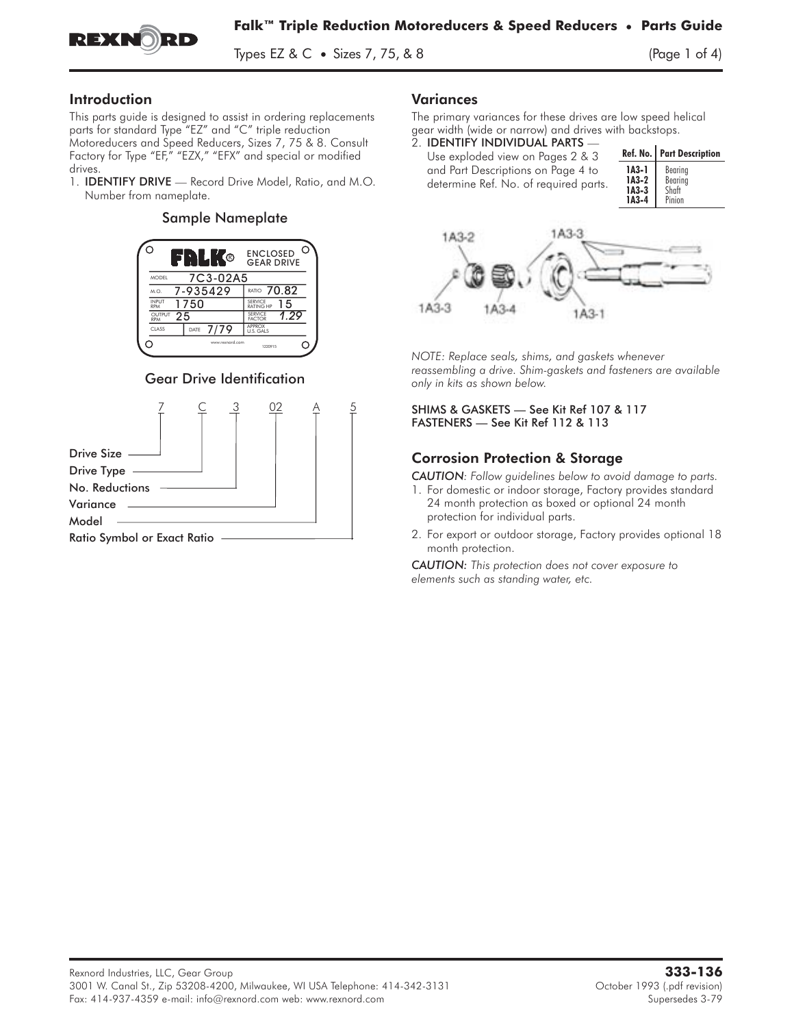# Falk™ Triple Reduction Motoreducers & Speed Reducers • Parts Guide

Types EZ & C • Sizes 7, 75, & 8

## Introduction

This parts guide is designed to assist in ordering replacements parts for standard Type "EZ" and "C" triple reduction Motoreducers and Speed Reducers, Sizes 7, 75 & 8. Consult Factory for Type "EF," "EZX," "EFX" and special or modified drives.

1. **IDENTIFY DRIVE** — Record Drive Model, Ratio, and M.O. Number from nameplate.

### Sample Nameplate

FALK® ENCLOSED GEAR DRIVE

| | | | |
|---|---|---|---|
| MODEL | 7C3-02A5 | | |
| M.O. | 7-935429 | RATIO | 70.82 |
| INPUT RPM | 1750 | SERVICE RATING HP | 15 |
| OUTPUT RPM | 25 | SERVICE FACTOR | 1.29 |
| CLASS | DATE 7/79 | APPROX U.S. GALS | |

www.rexnord.com 1220915

### Gear Drive Identification

7 C 3 02 A 5

- 7 — Drive Size
- C — Drive Type
- 3 — No. Reductions
- 02 — Variance
- A — Model
- 5 — Ratio Symbol or Exact Ratio

## Variances

The primary variances for these drives are low speed helical gear width (wide or narrow) and drives with backstops.

2. **IDENTIFY INDIVIDUAL PARTS** — Use exploded view on Pages 2 & 3 and Part Descriptions on Page 4 to determine Ref. No. of required parts.

| Ref. No. | Part Description |
|---|---|
| 1A3-1 | Bearing |
| 1A3-2 | Bearing |
| 1A3-3 | Shaft |
| 1A3-4 | Pinion |

1A3-2 1A3-3 1A3-3 1A3-4 1A3-1

*NOTE: Replace seals, shims, and gaskets whenever reassembling a drive. Shim-gaskets and fasteners are available only in kits as shown below.*

SHIMS & GASKETS — See Kit Ref 107 & 117
FASTENERS — See Kit Ref 112 & 113

## Corrosion Protection & Storage

*CAUTION: Follow guidelines below to avoid damage to parts.*

1. For domestic or indoor storage, Factory provides standard 24 month protection as boxed or optional 24 month protection for individual parts.
2. For export or outdoor storage, Factory provides optional 18 month protection.

*CAUTION: This protection does not cover exposure to elements such as standing water, etc.*

Rexnord Industries, LLC, Gear Group
3001 W. Canal St., Zip 53208-4200, Milwaukee, WI USA Telephone: 414-342-3131
Fax: 414-937-4359 e-mail: info@rexnord.com web: www.rexnord.com

**333-136**
October 1993 (.pdf revision)
Supersedes 3-79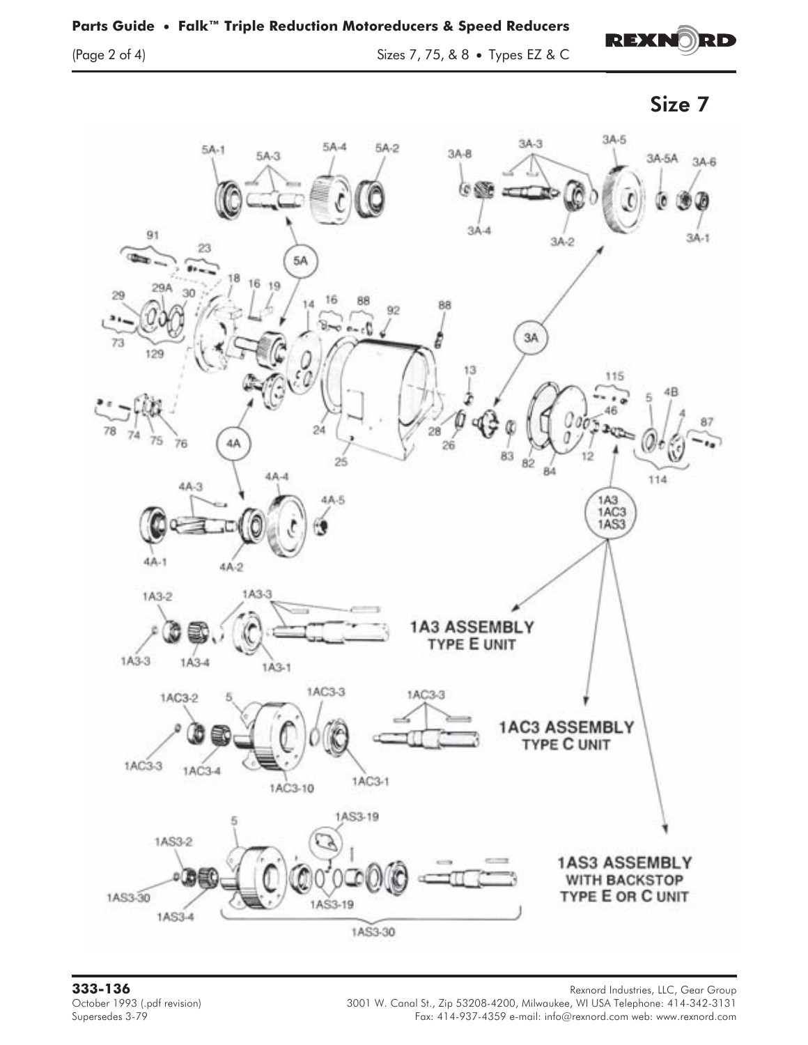## Size 7

5A-1 5A-3 5A-4 5A-2

3A-8 3A-3 3A-5 3A-5A 3A-6

3A-4 3A-2 3A-1

91 23 5A

29 29A 30 18 16 19 14 16 88 92 88

73 129 3A

13 115

78 74 75 76 24 28 26 83 82 84 46 12 5 4B 4 87

4A 25 114

4A-3 4A-4 4A-5

4A-1 4A-2

1A3
1AC3
1AS3

1A3-2 1A3-3

1A3-3 1A3-4 1A3-1

**1A3 ASSEMBLY**
**TYPE E UNIT**

1AC3-2 5 1AC3-3 1AC3-3

1AC3-3 1AC3-4 1AC3-10 1AC3-1

**1AC3 ASSEMBLY**
**TYPE C UNIT**

1AS3-19

5

1AS3-2

1AS3-30 1AS3-19

1AS3-4

1AS3-30

**1AS3 ASSEMBLY**
**WITH BACKSTOP**
**TYPE E OR C UNIT**

**333-136**
October 1993 (.pdf revision)
Supersedes 3-79

Rexnord Industries, LLC, Gear Group
3001 W. Canal St., Zip 53208-4200, Milwaukee, WI USA Telephone: 414-342-3131
Fax: 414-937-4359 e-mail: info@rexnord.com web: www.rexnord.com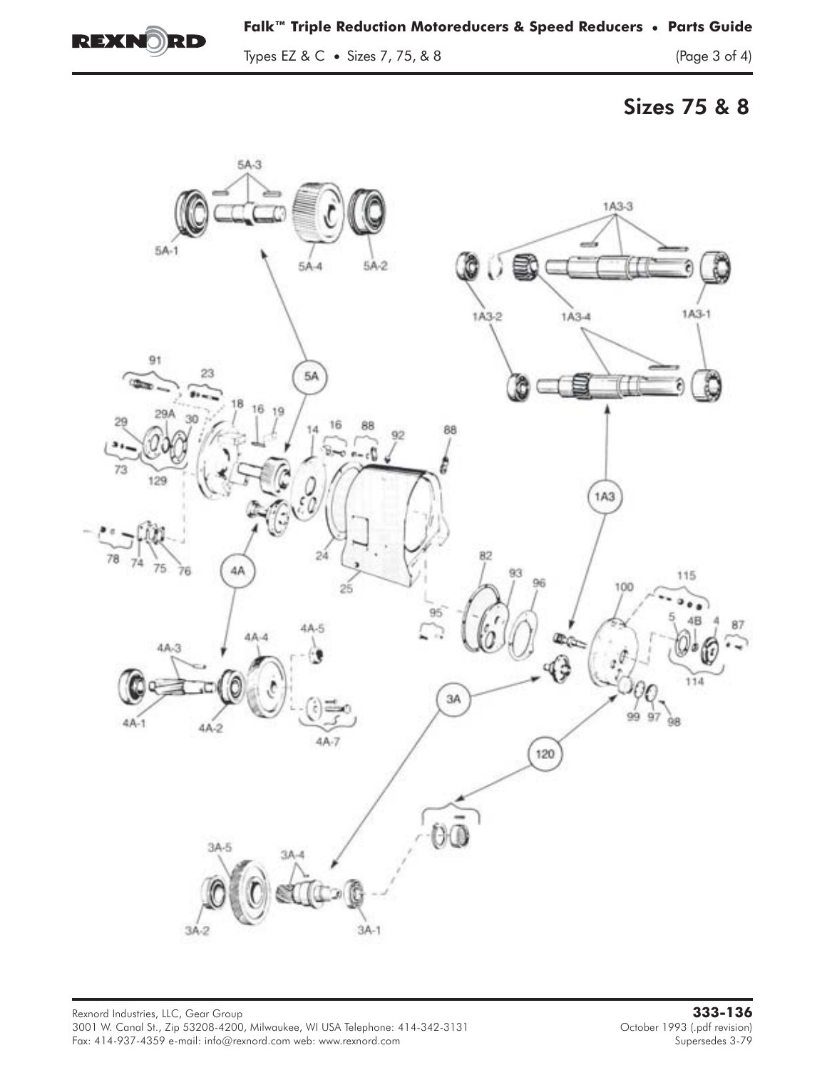## Sizes 75 & 8

5A-3

5A-1

5A-4

5A-2

1A3-3

1A3-2

1A3-4

1A3-1

91

23

5A

18

16

19

29

29A

30

14

16

88

92

88

73

129

1A3

78

74

75

76

4A

24

25

82

93

96

115

100

95

5

4B

4

87

4A-5

4A-3

4A-4

114

4A-1

4A-2

4A-7

3A

99

97

98

120

3A-5

3A-4

3A-2

3A-1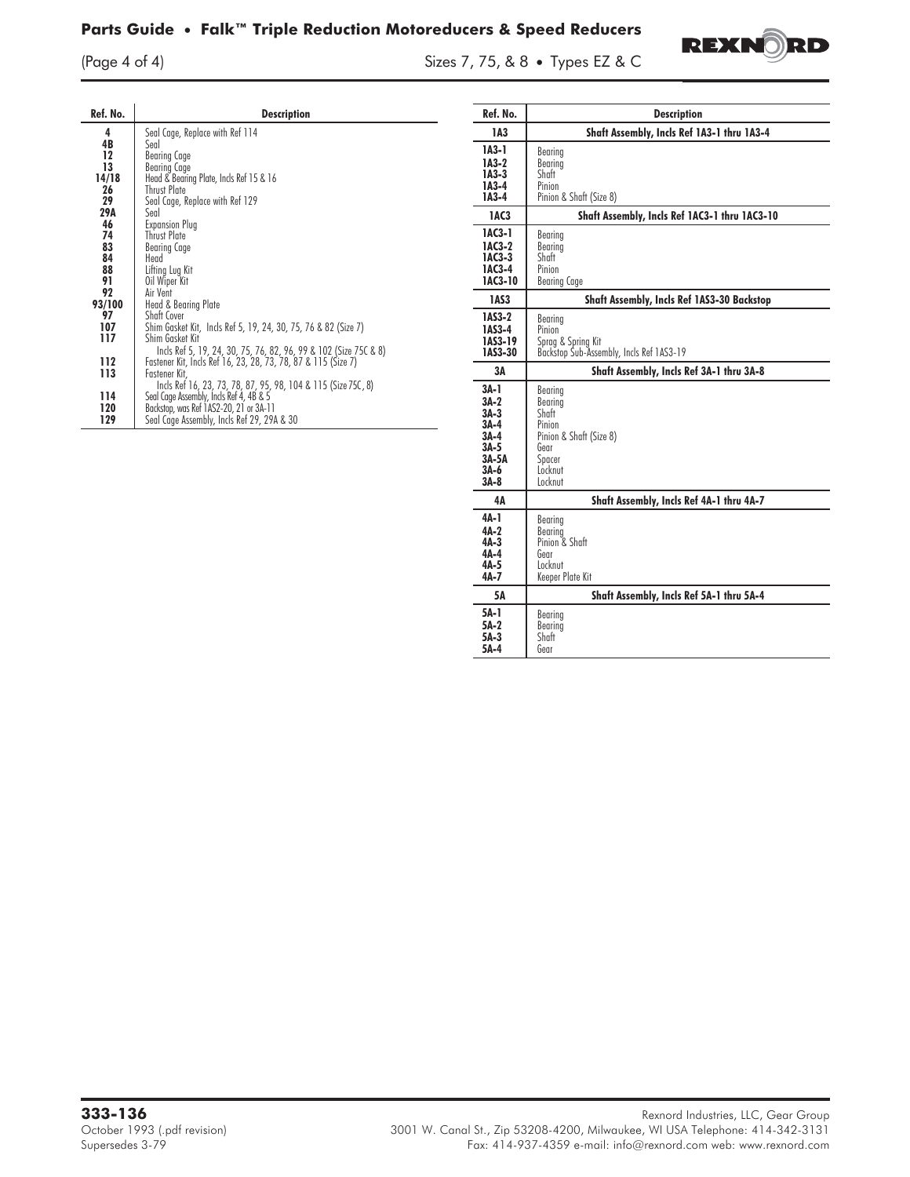| Ref. No. | Description |
|---|---|
| 4 | Seal Cage, Replace with Ref 114 |
| 4B | Seal |
| 12 | Bearing Cage |
| 13 | Bearing Cage |
| 14/18 | Head & Bearing Plate, Incls Ref 15 & 16 |
| 26 | Thrust Plate |
| 29 | Seal Cage, Replace with Ref 129 |
| 29A | Seal |
| 46 | Expansion Plug |
| 74 | Thrust Plate |
| 83 | Bearing Cage |
| 84 | Head |
| 88 | Lifting Lug Kit |
| 91 | Oil Wiper Kit |
| 92 | Air Vent |
| 93/100 | Head & Bearing Plate |
| 97 | Shaft Cover |
| 107 | Shim Gasket Kit, Incls Ref 5, 19, 24, 30, 75, 76 & 82 (Size 7) |
| 117 | Shim Gasket Kit Incls Ref 5, 19, 24, 30, 75, 76, 82, 96, 99 & 102 (Size 75C & 8) |
| 112 | Fastener Kit, Incls Ref 16, 23, 28, 73, 78, 87 & 115 (Size 7) |
| 113 | Fastener Kit, Incls Ref 16, 23, 73, 78, 87, 95, 98, 104 & 115 (Size 75C, 8) |
| 114 | Seal Cage Assembly, Incls Ref 4, 4B & 5 |
| 120 | Backstop, was Ref 1AS2-20, 21 or 3A-11 |
| 129 | Seal Cage Assembly, Incls Ref 29, 29A & 30 |

| Ref. No. | Description |
|---|---|
| **1A3** | **Shaft Assembly, Incls Ref 1A3-1 thru 1A3-4** |
| 1A3-1 | Bearing |
| 1A3-2 | Bearing |
| 1A3-3 | Shaft |
| 1A3-4 | Pinion |
| 1A3-4 | Pinion & Shaft (Size 8) |
| **1AC3** | **Shaft Assembly, Incls Ref 1AC3-1 thru 1AC3-10** |
| 1AC3-1 | Bearing |
| 1AC3-2 | Bearing |
| 1AC3-3 | Shaft |
| 1AC3-4 | Pinion |
| 1AC3-10 | Bearing Cage |
| **1AS3** | **Shaft Assembly, Incls Ref 1AS3-30 Backstop** |
| 1AS3-2 | Bearing |
| 1AS3-4 | Pinion |
| 1AS3-19 | Sprag & Spring Kit |
| 1AS3-30 | Backstop Sub-Assembly, Incls Ref 1AS3-19 |
| **3A** | **Shaft Assembly, Incls Ref 3A-1 thru 3A-8** |
| 3A-1 | Bearing |
| 3A-2 | Bearing |
| 3A-3 | Shaft |
| 3A-4 | Pinion |
| 3A-4 | Pinion & Shaft (Size 8) |
| 3A-5 | Gear |
| 3A-5A | Spacer |
| 3A-6 | Locknut |
| 3A-8 | Locknut |
| **4A** | **Shaft Assembly, Incls Ref 4A-1 thru 4A-7** |
| 4A-1 | Bearing |
| 4A-2 | Bearing |
| 4A-3 | Pinion & Shaft |
| 4A-4 | Gear |
| 4A-5 | Locknut |
| 4A-7 | Keeper Plate Kit |
| **5A** | **Shaft Assembly, Incls Ref 5A-1 thru 5A-4** |
| 5A-1 | Bearing |
| 5A-2 | Bearing |
| 5A-3 | Shaft |
| 5A-4 | Gear |

**333-136**
October 1993 (.pdf revision)
Supersedes 3-79

Rexnord Industries, LLC, Gear Group
3001 W. Canal St., Zip 53208-4200, Milwaukee, WI USA Telephone: 414-342-3131
Fax: 414-937-4359 e-mail: info@rexnord.com web: www.rexnord.com